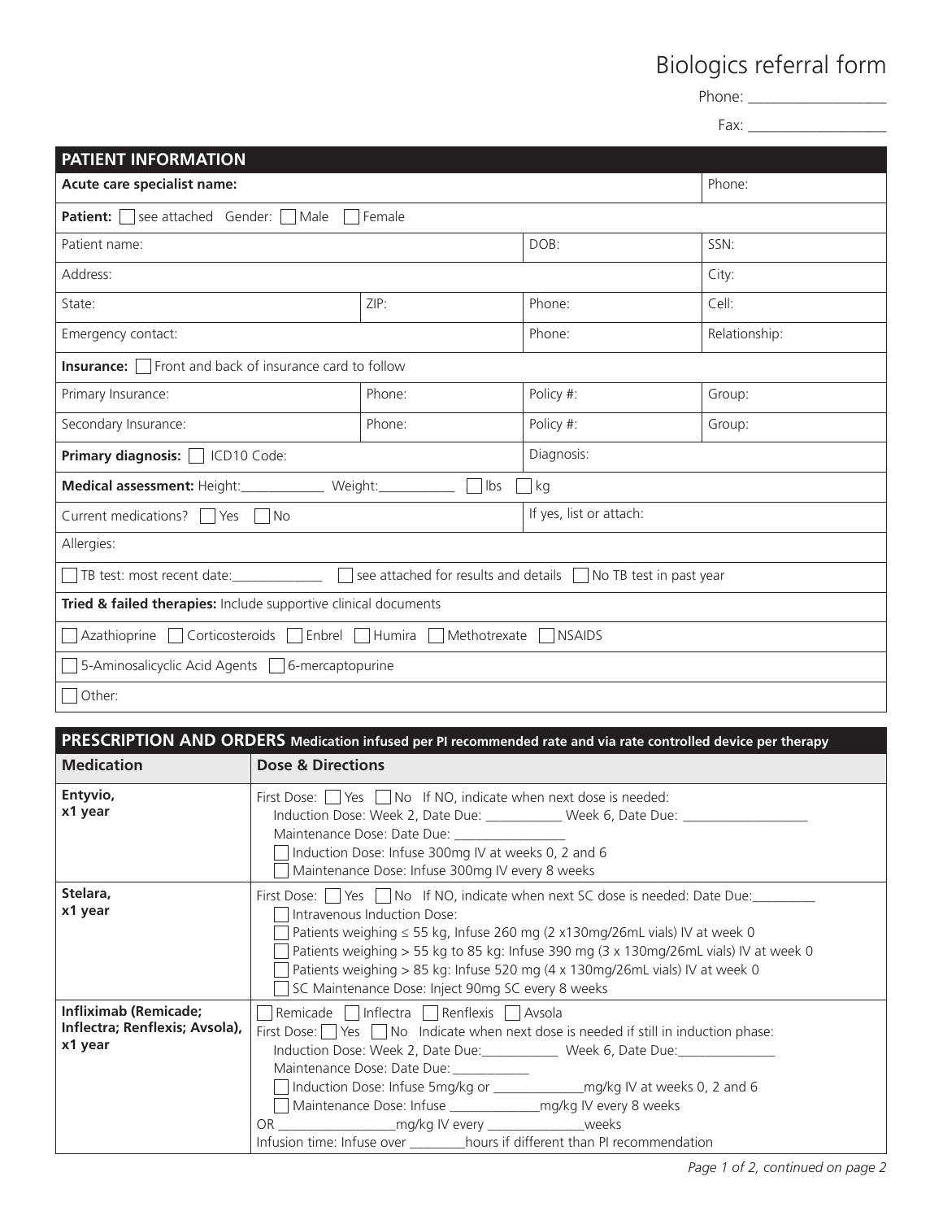# Biologics referral form

Phone: ___________________

Fax: ___________________

## PATIENT INFORMATION

| | | | |
|---|---|---|---|
| **Acute care specialist name:** | | | Phone: |
| **Patient:** ☐ see attached Gender: ☐ Male ☐ Female | | | |
| Patient name: | | DOB: | SSN: |
| Address: | | | City: |
| State: | ZIP: | Phone: | Cell: |
| Emergency contact: | | Phone: | Relationship: |
| **Insurance:** ☐ Front and back of insurance card to follow | | | |
| Primary Insurance: | Phone: | Policy #: | Group: |
| Secondary Insurance: | Phone: | Policy #: | Group: |
| **Primary diagnosis:** ☐ ICD10 Code: | | Diagnosis: | |
| **Medical assessment:** Height:____________ Weight:___________ ☐ lbs ☐ kg | | | |
| Current medications? ☐ Yes ☐ No | | If yes, list or attach: | |
| Allergies: | | | |
| ☐ TB test: most recent date:_____________ ☐ see attached for results and details ☐ No TB test in past year | | | |
| **Tried & failed therapies:** Include supportive clinical documents | | | |
| ☐ Azathioprine ☐ Corticosteroids ☐ Enbrel ☐ Humira ☐ Methotrexate ☐ NSAIDS | | | |
| ☐ 5-Aminosalicyclic Acid Agents ☐ 6-mercaptopurine | | | |
| ☐ Other: | | | |

## PRESCRIPTION AND ORDERS Medication infused per PI recommended rate and via rate controlled device per therapy

| Medication | Dose & Directions |
|---|---|
| **Entyvio, x1 year** | First Dose: ☐ Yes ☐ No If NO, indicate when next dose is needed:<br>Induction Dose: Week 2, Date Due: ___________ Week 6, Date Due: __________________<br>Maintenance Dose: Date Due: ________________<br>☐ Induction Dose: Infuse 300mg IV at weeks 0, 2 and 6<br>☐ Maintenance Dose: Infuse 300mg IV every 8 weeks |
| **Stelara, x1 year** | First Dose: ☐ Yes ☐ No If NO, indicate when next SC dose is needed: Date Due:_________<br>☐ Intravenous Induction Dose:<br>☐ Patients weighing ≤ 55 kg, Infuse 260 mg (2 x130mg/26mL vials) IV at week 0<br>☐ Patients weighing > 55 kg to 85 kg: Infuse 390 mg (3 x 130mg/26mL vials) IV at week 0<br>☐ Patients weighing > 85 kg: Infuse 520 mg (4 x 130mg/26mL vials) IV at week 0<br>☐ SC Maintenance Dose: Inject 90mg SC every 8 weeks |
| **Infliximab (Remicade; Inflectra; Renflexis; Avsola), x1 year** | ☐ Remicade ☐ Inflectra ☐ Renflexis ☐ Avsola<br>First Dose: ☐ Yes ☐ No Indicate when next dose is needed if still in induction phase:<br>Induction Dose: Week 2, Date Due:___________ Week 6, Date Due:______________<br>Maintenance Dose: Date Due: ___________<br>☐ Induction Dose: Infuse 5mg/kg or _____________mg/kg IV at weeks 0, 2 and 6<br>☐ Maintenance Dose: Infuse _____________mg/kg IV every 8 weeks<br>OR _________________mg/kg IV every ______________weeks<br>Infusion time: Infuse over ________hours if different than PI recommendation |

*continued on page 2*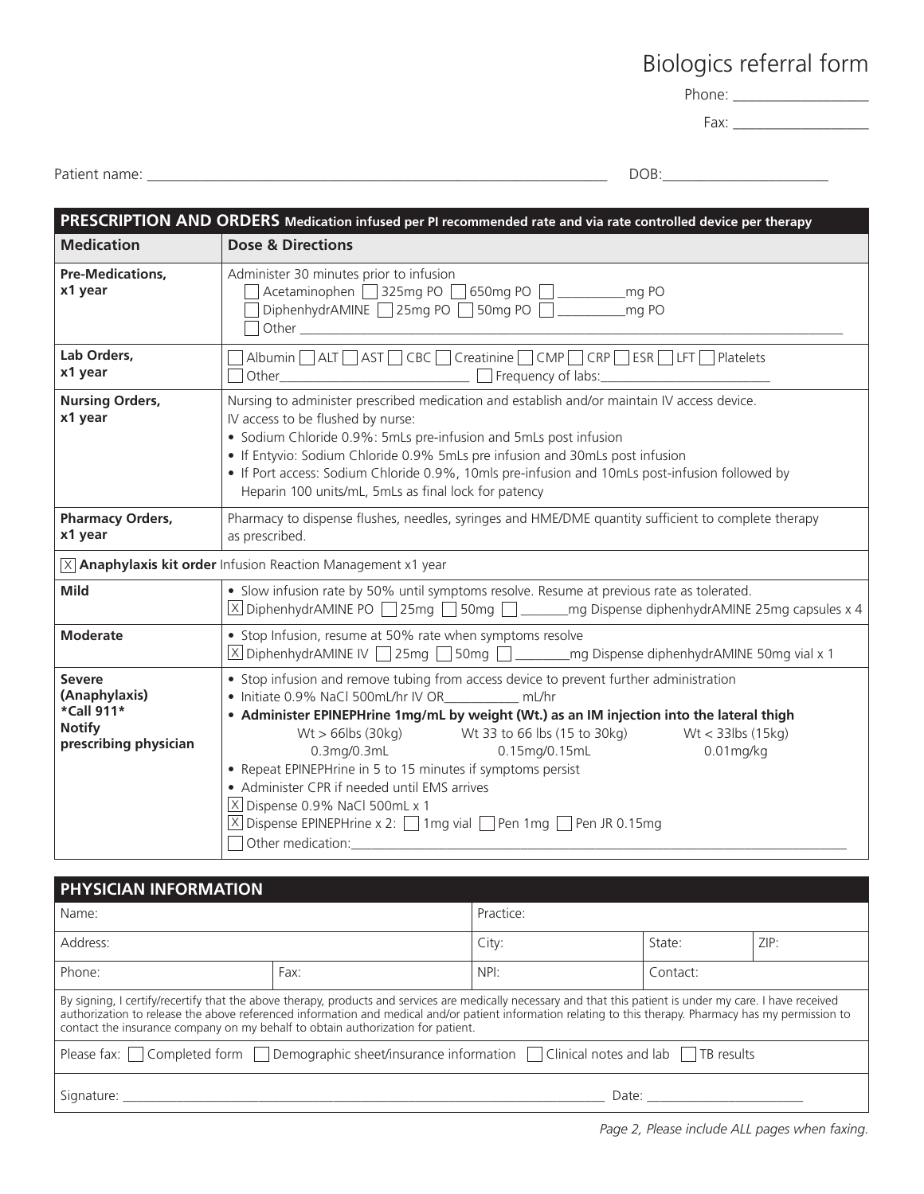# Biologics referral form

Phone: ___________________

Fax: ___________________

Patient name: ___________________________________________________________ DOB:______________________

| PRESCRIPTION AND ORDERS Medication infused per PI recommended rate and via rate controlled device per therapy | |
|---|---|
| **Medication** | **Dose & Directions** |
| **Pre-Medications, x1 year** | Administer 30 minutes prior to infusion<br>☐ Acetaminophen ☐ 325mg PO ☐ 650mg PO ☐ __________mg PO<br>☐ DiphenhydrAMINE ☐ 25mg PO ☐ 50mg PO ☐ __________mg PO<br>☐ Other ___________________________________________ |
| **Lab Orders, x1 year** | ☐ Albumin ☐ ALT ☐ AST ☐ CBC ☐ Creatinine ☐ CMP ☐ CRP ☐ ESR ☐ LFT ☐ Platelets<br>☐ Other____________________________ ☐ Frequency of labs:__________________________ |
| **Nursing Orders, x1 year** | Nursing to administer prescribed medication and establish and/or maintain IV access device.<br>IV access to be flushed by nurse:<br>• Sodium Chloride 0.9%: 5mLs pre-infusion and 5mLs post infusion<br>• If Entyvio: Sodium Chloride 0.9% 5mLs pre infusion and 30mLs post infusion<br>• If Port access: Sodium Chloride 0.9%, 10mls pre-infusion and 10mLs post-infusion followed by Heparin 100 units/mL, 5mLs as final lock for patency |
| **Pharmacy Orders, x1 year** | Pharmacy to dispense flushes, needles, syringes and HME/DME quantity sufficient to complete therapy as prescribed. |
| ☒ **Anaphylaxis kit order** Infusion Reaction Management x1 year | |
| **Mild** | • Slow infusion rate by 50% until symptoms resolve. Resume at previous rate as tolerated.<br>☒ DiphenhydrAMINE PO ☐ 25mg ☐ 50mg ☐ _______mg Dispense diphenhydrAMINE 25mg capsules x 4 |
| **Moderate** | • Stop Infusion, resume at 50% rate when symptoms resolve<br>☒ DiphenhydrAMINE IV ☐ 25mg ☐ 50mg ☐ ________mg Dispense diphenhydrAMINE 50mg vial x 1 |
| **Severe (Anaphylaxis) \*Call 911\* Notify prescribing physician** | • Stop infusion and remove tubing from access device to prevent further administration<br>• Initiate 0.9% NaCl 500mL/hr IV OR___________ mL/hr<br>• **Administer EPINEPHrine 1mg/mL by weight (Wt.) as an IM injection into the lateral thigh**<br>Wt > 66lbs (30kg): 0.3mg/0.3mL; Wt 33 to 66 lbs (15 to 30kg): 0.15mg/0.15mL; Wt < 33lbs (15kg): 0.01mg/kg<br>• Repeat EPINEPHrine in 5 to 15 minutes if symptoms persist<br>• Administer CPR if needed until EMS arrives<br>☒ Dispense 0.9% NaCl 500mL x 1<br>☒ Dispense EPINEPHrine x 2: ☐ 1mg vial ☐ Pen 1mg ☐ Pen JR 0.15mg<br>☐ Other medication:___________________________________ |

| PHYSICIAN INFORMATION | | | | |
|---|---|---|---|---|
| Name: | | Practice: | | |
| Address: | | City: | State: | ZIP: |
| Phone: | Fax: | NPI: | Contact: | |

By signing, I certify/recertify that the above therapy, products and services are medically necessary and that this patient is under my care. I have received authorization to release the above referenced information and medical and/or patient information relating to this therapy. Pharmacy has my permission to contact the insurance company on my behalf to obtain authorization for patient.

Please fax: ☐ Completed form ☐ Demographic sheet/insurance information ☐ Clinical notes and lab ☐ TB results

Signature: ___________________________________________________________ Date: ______________________

*Page 2, Please include ALL pages when faxing.*